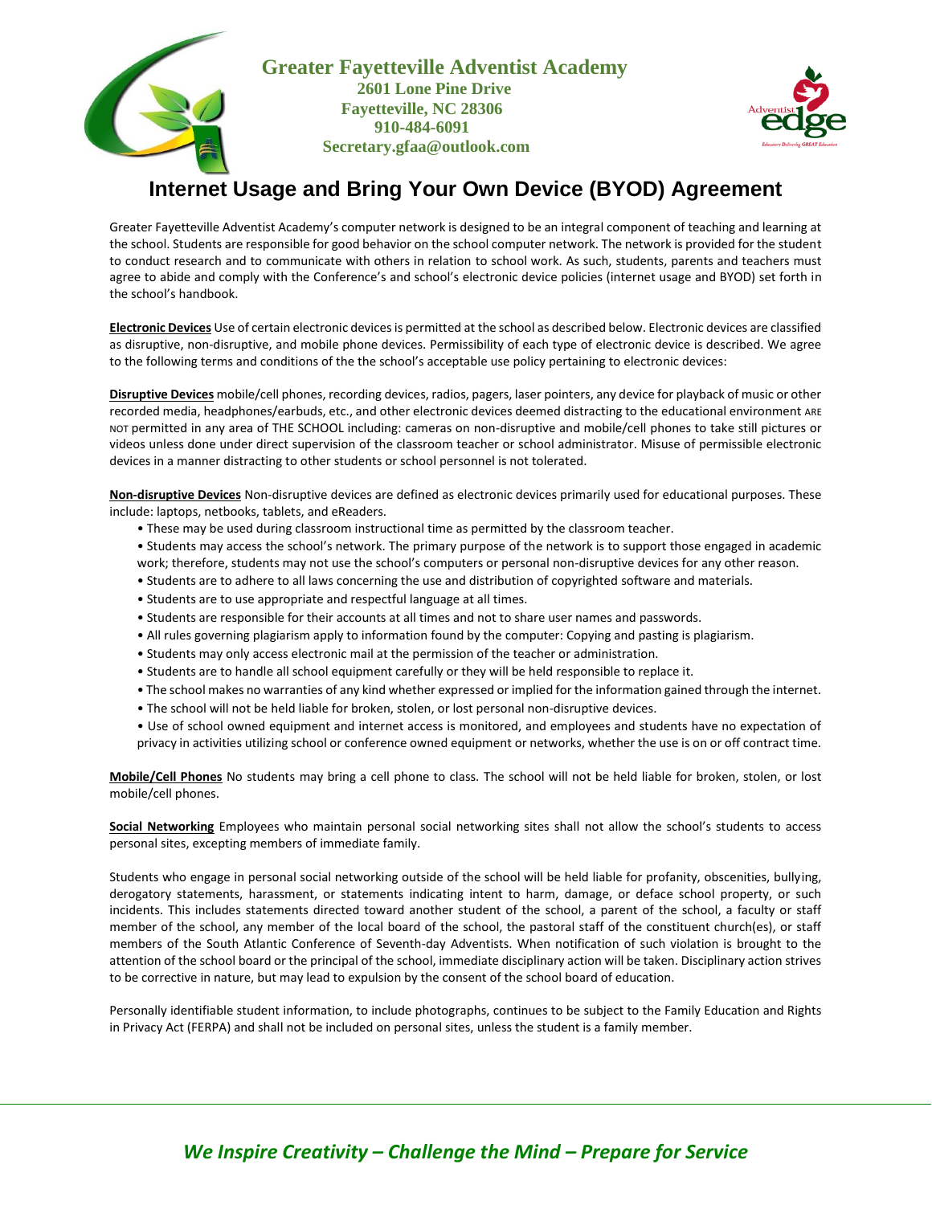**Greater Fayetteville Adventist Academy**
**2601 Lone Pine Drive**
**Fayetteville, NC 28306**
**910-484-6091**
**Secretary.gfaa@outlook.com**

# Internet Usage and Bring Your Own Device (BYOD) Agreement

Greater Fayetteville Adventist Academy's computer network is designed to be an integral component of teaching and learning at the school. Students are responsible for good behavior on the school computer network. The network is provided for the student to conduct research and to communicate with others in relation to school work. As such, students, parents and teachers must agree to abide and comply with the Conference's and school's electronic device policies (internet usage and BYOD) set forth in the school's handbook.

**Electronic Devices** Use of certain electronic devices is permitted at the school as described below. Electronic devices are classified as disruptive, non-disruptive, and mobile phone devices. Permissibility of each type of electronic device is described. We agree to the following terms and conditions of the the school's acceptable use policy pertaining to electronic devices:

**Disruptive Devices** mobile/cell phones, recording devices, radios, pagers, laser pointers, any device for playback of music or other recorded media, headphones/earbuds, etc., and other electronic devices deemed distracting to the educational environment ARE NOT permitted in any area of THE SCHOOL including: cameras on non-disruptive and mobile/cell phones to take still pictures or videos unless done under direct supervision of the classroom teacher or school administrator. Misuse of permissible electronic devices in a manner distracting to other students or school personnel is not tolerated.

**Non-disruptive Devices** Non-disruptive devices are defined as electronic devices primarily used for educational purposes. These include: laptops, netbooks, tablets, and eReaders.

- These may be used during classroom instructional time as permitted by the classroom teacher.
- Students may access the school's network. The primary purpose of the network is to support those engaged in academic work; therefore, students may not use the school's computers or personal non-disruptive devices for any other reason.
- Students are to adhere to all laws concerning the use and distribution of copyrighted software and materials.
- Students are to use appropriate and respectful language at all times.
- Students are responsible for their accounts at all times and not to share user names and passwords.
- All rules governing plagiarism apply to information found by the computer: Copying and pasting is plagiarism.
- Students may only access electronic mail at the permission of the teacher or administration.
- Students are to handle all school equipment carefully or they will be held responsible to replace it.
- The school makes no warranties of any kind whether expressed or implied for the information gained through the internet.
- The school will not be held liable for broken, stolen, or lost personal non-disruptive devices.
- Use of school owned equipment and internet access is monitored, and employees and students have no expectation of privacy in activities utilizing school or conference owned equipment or networks, whether the use is on or off contract time.

**Mobile/Cell Phones** No students may bring a cell phone to class. The school will not be held liable for broken, stolen, or lost mobile/cell phones.

**Social Networking** Employees who maintain personal social networking sites shall not allow the school's students to access personal sites, excepting members of immediate family.

Students who engage in personal social networking outside of the school will be held liable for profanity, obscenities, bullying, derogatory statements, harassment, or statements indicating intent to harm, damage, or deface school property, or such incidents. This includes statements directed toward another student of the school, a parent of the school, a faculty or staff member of the school, any member of the local board of the school, the pastoral staff of the constituent church(es), or staff members of the South Atlantic Conference of Seventh-day Adventists. When notification of such violation is brought to the attention of the school board or the principal of the school, immediate disciplinary action will be taken. Disciplinary action strives to be corrective in nature, but may lead to expulsion by the consent of the school board of education.

Personally identifiable student information, to include photographs, continues to be subject to the Family Education and Rights in Privacy Act (FERPA) and shall not be included on personal sites, unless the student is a family member.

*We Inspire Creativity – Challenge the Mind – Prepare for Service*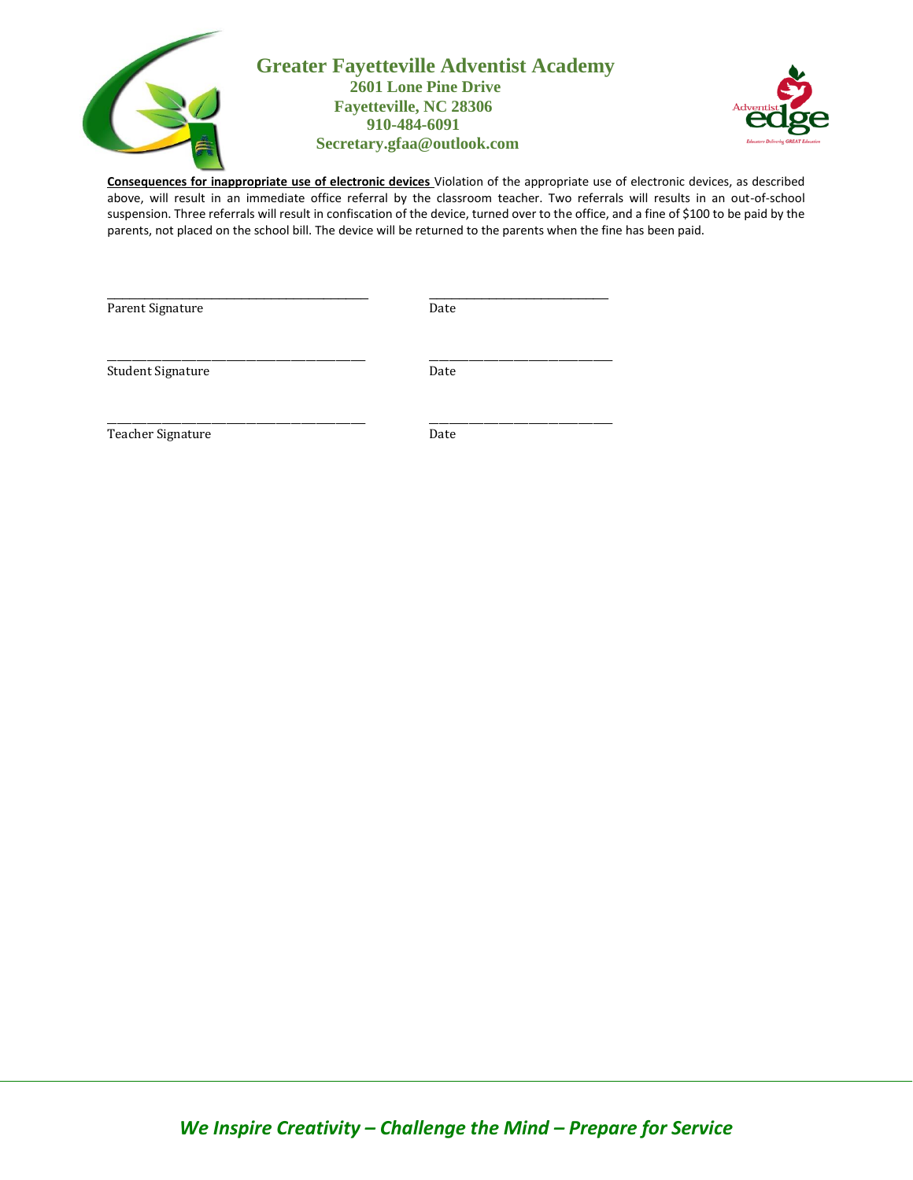**Greater Fayetteville Adventist Academy**
**2601 Lone Pine Drive**
**Fayetteville, NC 28306**
**910-484-6091**
**Secretary.gfaa@outlook.com**

**Consequences for inappropriate use of electronic devices** Violation of the appropriate use of electronic devices, as described above, will result in an immediate office referral by the classroom teacher. Two referrals will results in an out-of-school suspension. Three referrals will result in confiscation of the device, turned over to the office, and a fine of $100 to be paid by the parents, not placed on the school bill. The device will be returned to the parents when the fine has been paid.

_______________________________________ _______________________________
Parent Signature Date

_______________________________________ _______________________________
Student Signature Date

_______________________________________ _______________________________
Teacher Signature Date

*We Inspire Creativity – Challenge the Mind – Prepare for Service*